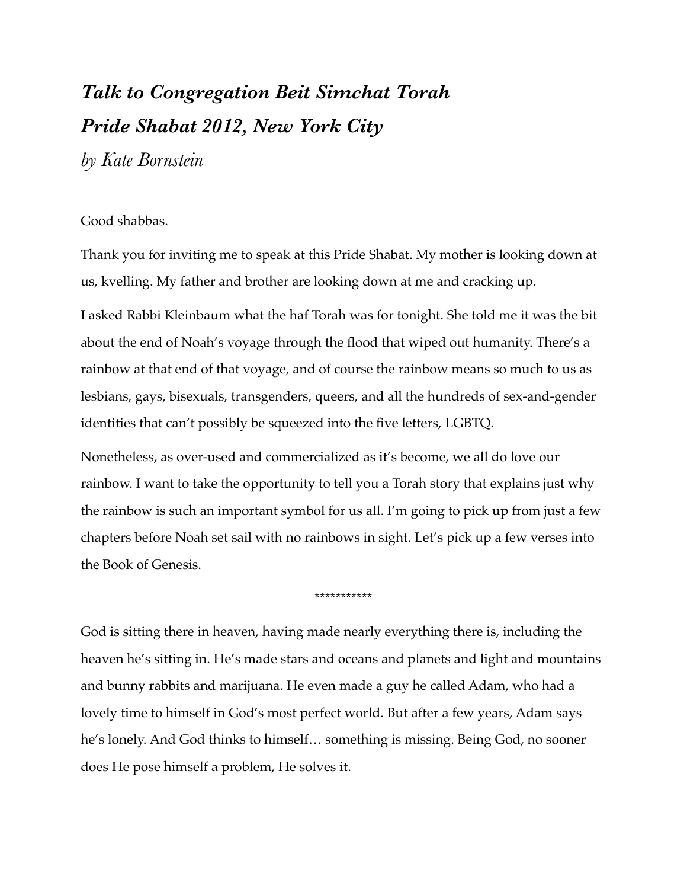# *Talk to Congregation Beit Simchat Torah*
# *Pride Shabat 2012, New York City*

*by Kate Bornstein*

Good shabbas.

Thank you for inviting me to speak at this Pride Shabat. My mother is looking down at us, kvelling. My father and brother are looking down at me and cracking up.

I asked Rabbi Kleinbaum what the haf Torah was for tonight. She told me it was the bit about the end of Noah's voyage through the flood that wiped out humanity. There's a rainbow at that end of that voyage, and of course the rainbow means so much to us as lesbians, gays, bisexuals, transgenders, queers, and all the hundreds of sex-and-gender identities that can't possibly be squeezed into the five letters, LGBTQ.

Nonetheless, as over-used and commercialized as it's become, we all do love our rainbow. I want to take the opportunity to tell you a Torah story that explains just why the rainbow is such an important symbol for us all. I'm going to pick up from just a few chapters before Noah set sail with no rainbows in sight. Let's pick up a few verses into the Book of Genesis.

***********

God is sitting there in heaven, having made nearly everything there is, including the heaven he's sitting in. He's made stars and oceans and planets and light and mountains and bunny rabbits and marijuana. He even made a guy he called Adam, who had a lovely time to himself in God's most perfect world. But after a few years, Adam says he's lonely. And God thinks to himself… something is missing. Being God, no sooner does He pose himself a problem, He solves it.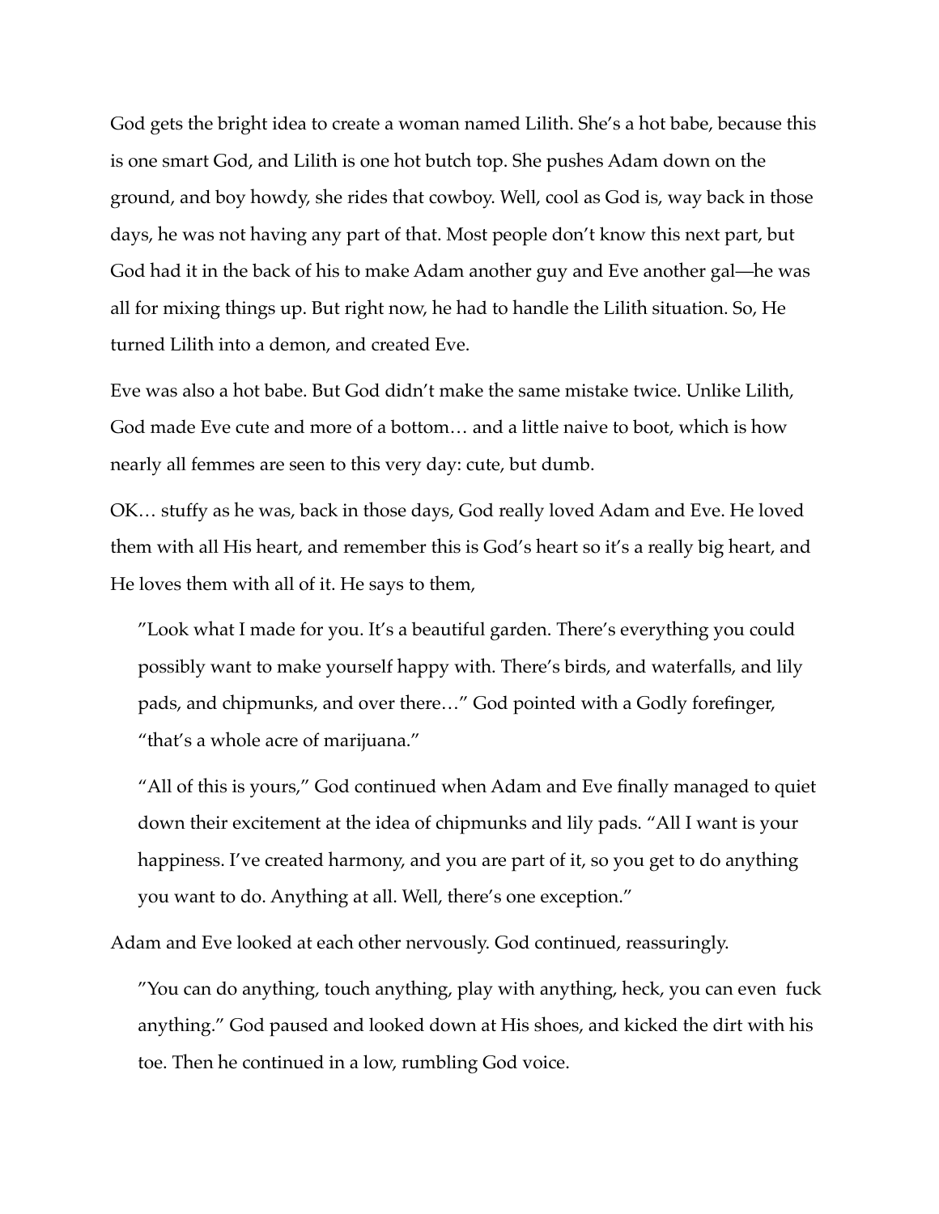God gets the bright idea to create a woman named Lilith. She's a hot babe, because this is one smart God, and Lilith is one hot butch top. She pushes Adam down on the ground, and boy howdy, she rides that cowboy. Well, cool as God is, way back in those days, he was not having any part of that. Most people don't know this next part, but God had it in the back of his to make Adam another guy and Eve another gal—he was all for mixing things up. But right now, he had to handle the Lilith situation. So, He turned Lilith into a demon, and created Eve.

Eve was also a hot babe. But God didn't make the same mistake twice. Unlike Lilith, God made Eve cute and more of a bottom… and a little naive to boot, which is how nearly all femmes are seen to this very day: cute, but dumb.

OK… stuffy as he was, back in those days, God really loved Adam and Eve. He loved them with all His heart, and remember this is God's heart so it's a really big heart, and He loves them with all of it. He says to them,

> "Look what I made for you. It's a beautiful garden. There's everything you could possibly want to make yourself happy with. There's birds, and waterfalls, and lily pads, and chipmunks, and over there…" God pointed with a Godly forefinger, "that's a whole acre of marijuana."
>
> "All of this is yours," God continued when Adam and Eve finally managed to quiet down their excitement at the idea of chipmunks and lily pads. "All I want is your happiness. I've created harmony, and you are part of it, so you get to do anything you want to do. Anything at all. Well, there's one exception."

Adam and Eve looked at each other nervously. God continued, reassuringly.

> "You can do anything, touch anything, play with anything, heck, you can even fuck anything." God paused and looked down at His shoes, and kicked the dirt with his toe. Then he continued in a low, rumbling God voice.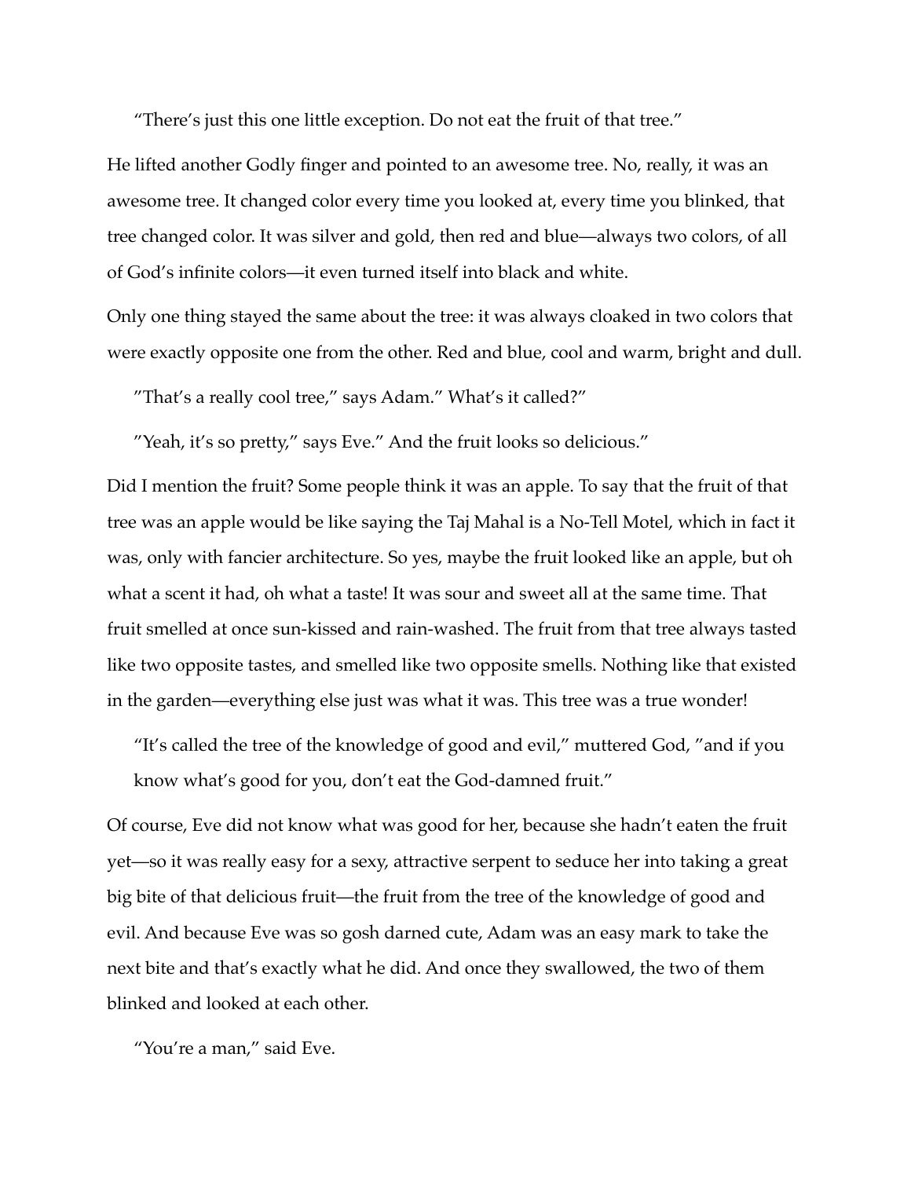"There's just this one little exception. Do not eat the fruit of that tree."

He lifted another Godly finger and pointed to an awesome tree. No, really, it was an awesome tree. It changed color every time you looked at, every time you blinked, that tree changed color. It was silver and gold, then red and blue—always two colors, of all of God's infinite colors—it even turned itself into black and white.

Only one thing stayed the same about the tree: it was always cloaked in two colors that were exactly opposite one from the other. Red and blue, cool and warm, bright and dull.

"That's a really cool tree," says Adam." What's it called?"

"Yeah, it's so pretty," says Eve." And the fruit looks so delicious."

Did I mention the fruit? Some people think it was an apple. To say that the fruit of that tree was an apple would be like saying the Taj Mahal is a No-Tell Motel, which in fact it was, only with fancier architecture. So yes, maybe the fruit looked like an apple, but oh what a scent it had, oh what a taste! It was sour and sweet all at the same time. That fruit smelled at once sun-kissed and rain-washed. The fruit from that tree always tasted like two opposite tastes, and smelled like two opposite smells. Nothing like that existed in the garden—everything else just was what it was. This tree was a true wonder!

"It's called the tree of the knowledge of good and evil," muttered God, "and if you know what's good for you, don't eat the God-damned fruit."

Of course, Eve did not know what was good for her, because she hadn't eaten the fruit yet—so it was really easy for a sexy, attractive serpent to seduce her into taking a great big bite of that delicious fruit—the fruit from the tree of the knowledge of good and evil. And because Eve was so gosh darned cute, Adam was an easy mark to take the next bite and that's exactly what he did. And once they swallowed, the two of them blinked and looked at each other.

"You're a man," said Eve.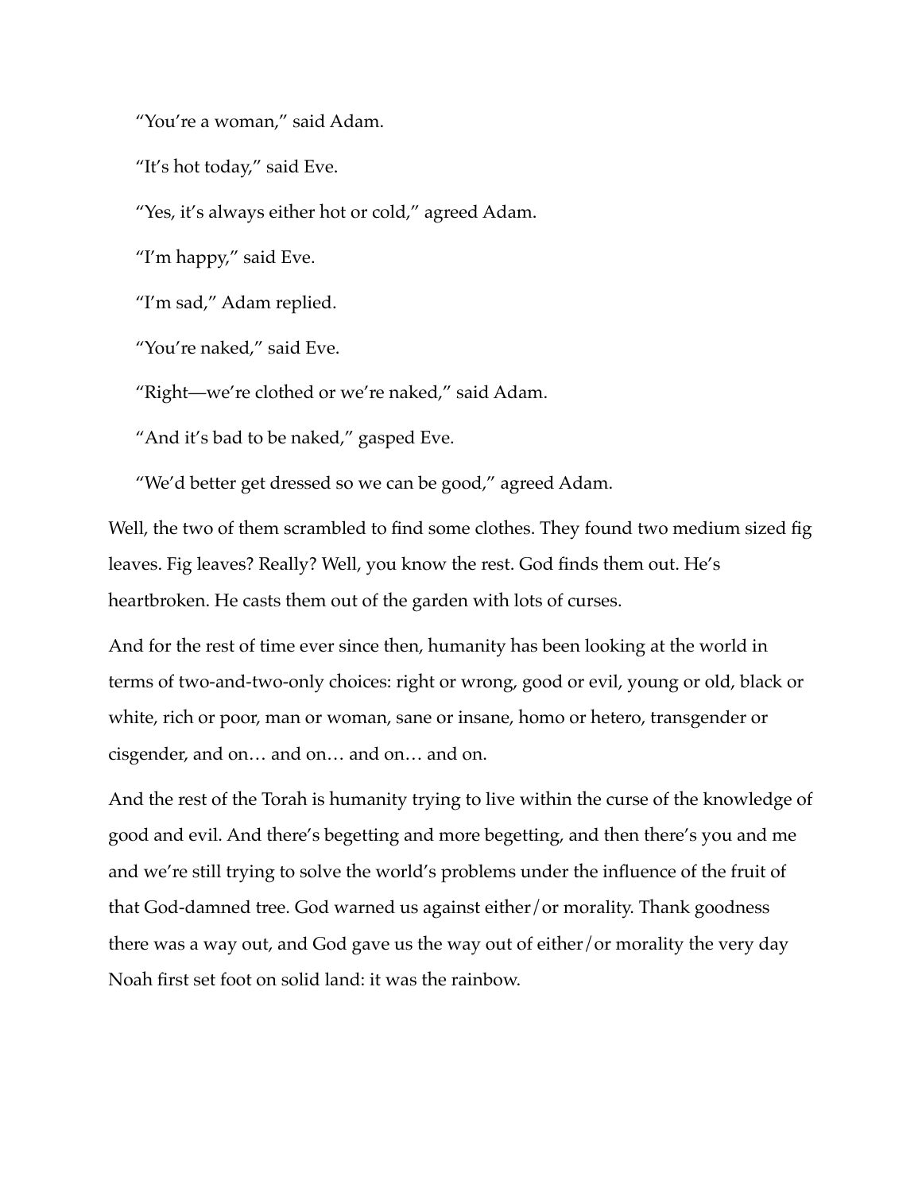"You're a woman," said Adam.

"It's hot today," said Eve.

"Yes, it's always either hot or cold," agreed Adam.

"I'm happy," said Eve.

"I'm sad," Adam replied.

"You're naked," said Eve.

"Right—we're clothed or we're naked," said Adam.

"And it's bad to be naked," gasped Eve.

"We'd better get dressed so we can be good," agreed Adam.

Well, the two of them scrambled to find some clothes. They found two medium sized fig leaves. Fig leaves? Really? Well, you know the rest. God finds them out. He's heartbroken. He casts them out of the garden with lots of curses.

And for the rest of time ever since then, humanity has been looking at the world in terms of two-and-two-only choices: right or wrong, good or evil, young or old, black or white, rich or poor, man or woman, sane or insane, homo or hetero, transgender or cisgender, and on… and on… and on… and on.

And the rest of the Torah is humanity trying to live within the curse of the knowledge of good and evil. And there's begetting and more begetting, and then there's you and me and we're still trying to solve the world's problems under the influence of the fruit of that God-damned tree. God warned us against either/or morality. Thank goodness there was a way out, and God gave us the way out of either/or morality the very day Noah first set foot on solid land: it was the rainbow.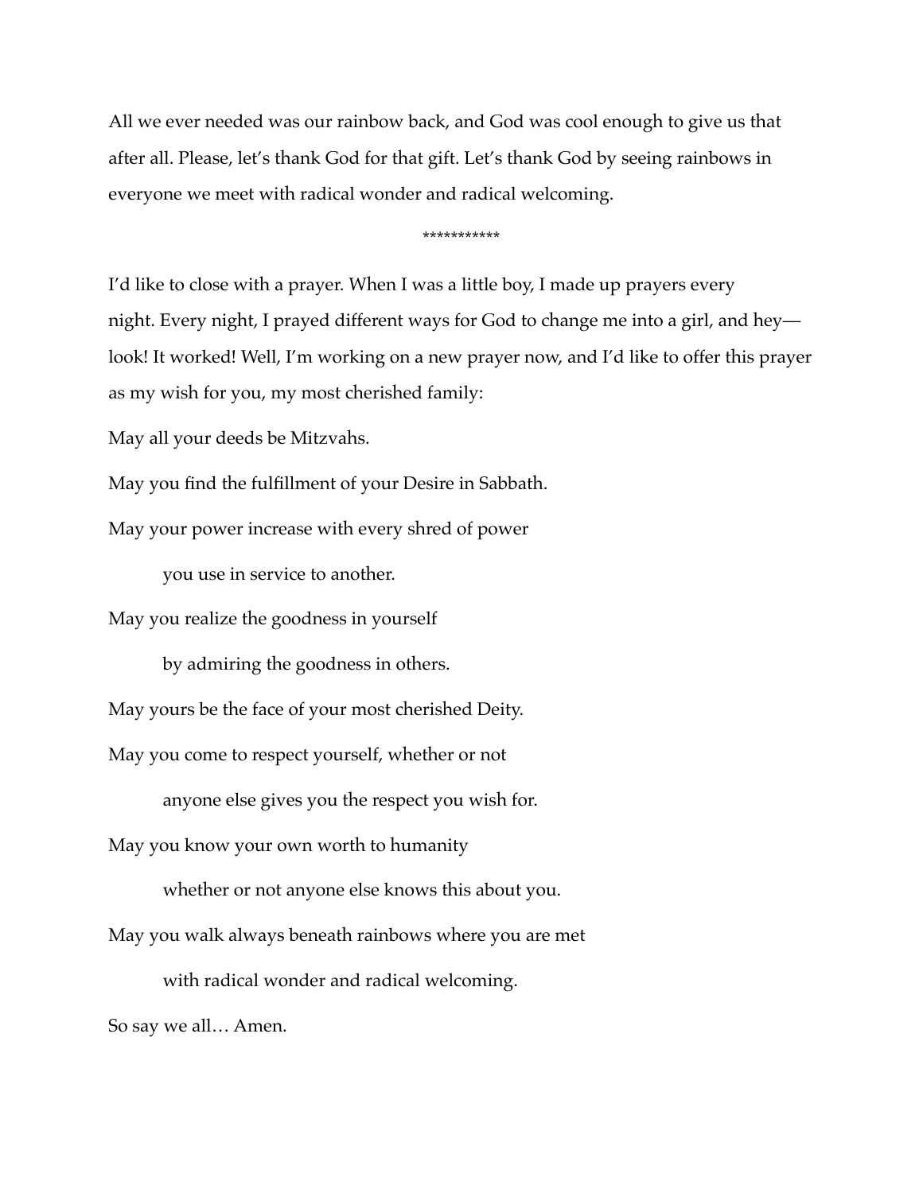All we ever needed was our rainbow back, and God was cool enough to give us that after all. Please, let's thank God for that gift. Let's thank God by seeing rainbows in everyone we meet with radical wonder and radical welcoming.

***********

I'd like to close with a prayer. When I was a little boy, I made up prayers every night. Every night, I prayed different ways for God to change me into a girl, and hey—look! It worked! Well, I'm working on a new prayer now, and I'd like to offer this prayer as my wish for you, my most cherished family:

May all your deeds be Mitzvahs.

May you find the fulfillment of your Desire in Sabbath.

May your power increase with every shred of power

&nbsp;&nbsp;&nbsp;&nbsp;&nbsp;&nbsp;&nbsp;&nbsp;you use in service to another.

May you realize the goodness in yourself

&nbsp;&nbsp;&nbsp;&nbsp;&nbsp;&nbsp;&nbsp;&nbsp;by admiring the goodness in others.

May yours be the face of your most cherished Deity.

May you come to respect yourself, whether or not

&nbsp;&nbsp;&nbsp;&nbsp;&nbsp;&nbsp;&nbsp;&nbsp;anyone else gives you the respect you wish for.

May you know your own worth to humanity

&nbsp;&nbsp;&nbsp;&nbsp;&nbsp;&nbsp;&nbsp;&nbsp;whether or not anyone else knows this about you.

May you walk always beneath rainbows where you are met

&nbsp;&nbsp;&nbsp;&nbsp;&nbsp;&nbsp;&nbsp;&nbsp;with radical wonder and radical welcoming.

So say we all… Amen.